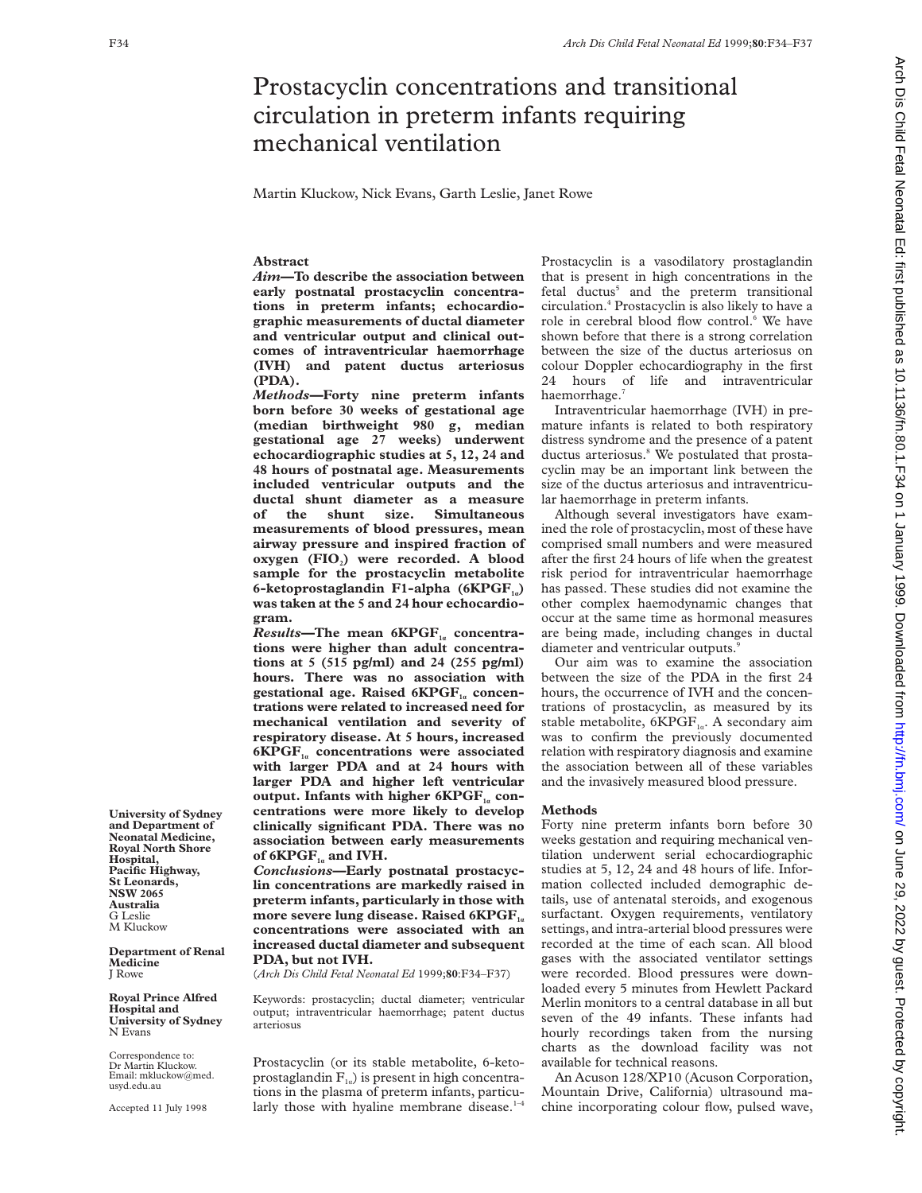# Prostacyclin concentrations and transitional circulation in preterm infants requiring mechanical ventilation

Martin Kluckow, Nick Evans, Garth Leslie, Janet Rowe

## Abstract

***Aim*—To describe the association between early postnatal prostacyclin concentrations in preterm infants; echocardiographic measurements of ductal diameter and ventricular output and clinical outcomes of intraventricular haemorrhage (IVH) and patent ductus arteriosus (PDA).**

***Methods*—Forty nine preterm infants born before 30 weeks of gestational age (median birthweight 980 g, median gestational age 27 weeks) underwent echocardiographic studies at 5, 12, 24 and 48 hours of postnatal age. Measurements included ventricular outputs and the ductal shunt diameter as a measure of the shunt size. Simultaneous measurements of blood pressures, mean airway pressure and inspired fraction of oxygen ($FIO_2$) were recorded. A blood sample for the prostacyclin metabolite 6-ketoprostaglandin F1-alpha ($6KPGF_{1\alpha}$) was taken at the 5 and 24 hour echocardiogram.**

***Results*—The mean $6KPGF_{1\alpha}$ concentrations were higher than adult concentrations at 5 (515 pg/ml) and 24 (255 pg/ml) hours. There was no association with gestational age. Raised $6KPGF_{1\alpha}$ concentrations were related to increased need for mechanical ventilation and severity of respiratory disease. At 5 hours, increased $6KPGF_{1\alpha}$ concentrations were associated with larger PDA and at 24 hours with larger PDA and higher left ventricular output. Infants with higher $6KPGF_{1\alpha}$ concentrations were more likely to develop clinically significant PDA. There was no association between early measurements of $6KPGF_{1\alpha}$ and IVH.**

***Conclusions*—Early postnatal prostacyclin concentrations are markedly raised in preterm infants, particularly in those with more severe lung disease. Raised $6KPGF_{1\alpha}$ concentrations were associated with an increased ductal diameter and subsequent PDA, but not IVH.**

(*Arch Dis Child Fetal Neonatal Ed* 1999;**80**:F34–F37)

Keywords: prostacyclin; ductal diameter; ventricular output; intraventricular haemorrhage; patent ductus arteriosus

**University of Sydney and Department of Neonatal Medicine, Royal North Shore Hospital, Pacific Highway, St Leonards, NSW 2065 Australia**
G Leslie
M Kluckow

**Department of Renal Medicine**
J Rowe

**Royal Prince Alfred Hospital and University of Sydney**
N Evans

Correspondence to: Dr Martin Kluckow. Email: mkluckow@med.usyd.edu.au

Accepted 11 July 1998

Prostacyclin (or its stable metabolite, 6-ketoprostaglandin $F_{1\alpha}$) is present in high concentrations in the plasma of preterm infants, particularly those with hyaline membrane disease.[1–4] Prostacyclin is a vasodilatory prostaglandin that is present in high concentrations in the fetal ductus[5] and the preterm transitional circulation.[4] Prostacyclin is also likely to have a role in cerebral blood flow control.[6] We have shown before that there is a strong correlation between the size of the ductus arteriosus on colour Doppler echocardiography in the first 24 hours of life and intraventricular haemorrhage.[7]

Intraventricular haemorrhage (IVH) in premature infants is related to both respiratory distress syndrome and the presence of a patent ductus arteriosus.[8] We postulated that prostacyclin may be an important link between the size of the ductus arteriosus and intraventricular haemorrhage in preterm infants.

Although several investigators have examined the role of prostacyclin, most of these have comprised small numbers and were measured after the first 24 hours of life when the greatest risk period for intraventricular haemorrhage has passed. These studies did not examine the other complex haemodynamic changes that occur at the same time as hormonal measures are being made, including changes in ductal diameter and ventricular outputs.[9]

Our aim was to examine the association between the size of the PDA in the first 24 hours, the occurrence of IVH and the concentrations of prostacyclin, as measured by its stable metabolite, $6KPGF_{1\alpha}$. A secondary aim was to confirm the previously documented relation with respiratory diagnosis and examine the association between all of these variables and the invasively measured blood pressure.

## Methods

Forty nine preterm infants born before 30 weeks gestation and requiring mechanical ventilation underwent serial echocardiographic studies at 5, 12, 24 and 48 hours of life. Information collected included demographic details, use of antenatal steroids, and exogenous surfactant. Oxygen requirements, ventilatory settings, and intra-arterial blood pressures were recorded at the time of each scan. All blood gases with the associated ventilator settings were recorded. Blood pressures were downloaded every 5 minutes from Hewlett Packard Merlin monitors to a central database in all but seven of the 49 infants. These infants had hourly recordings taken from the nursing charts as the download facility was not available for technical reasons.

An Acuson 128/XP10 (Acuson Corporation, Mountain Drive, California) ultrasound machine incorporating colour flow, pulsed wave,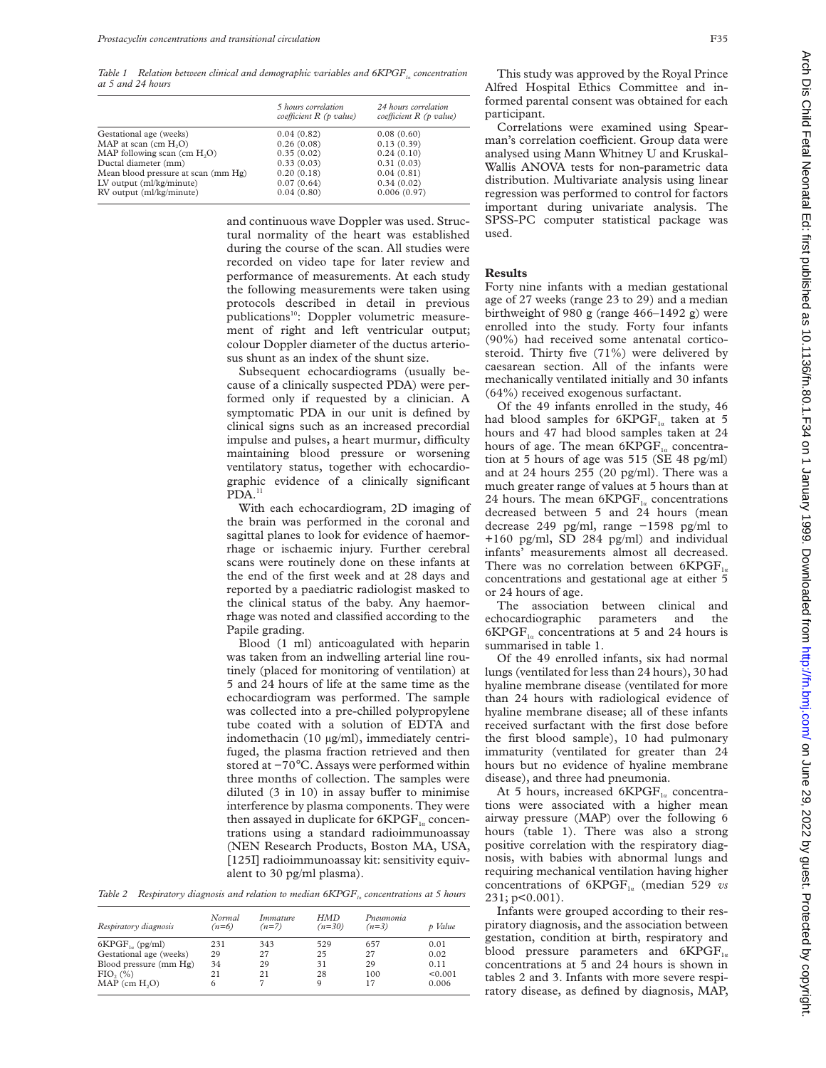Table 1 *Relation between clinical and demographic variables and $6KPGF_{1\alpha}$ concentration at 5 and 24 hours*

| | 5 hours correlation coefficient R (p value) | 24 hours correlation coefficient R (p value) |
|---|---|---|
| Gestational age (weeks) | 0.04 (0.82) | 0.08 (0.60) |
| MAP at scan (cm $H_2O$) | 0.26 (0.08) | 0.13 (0.39) |
| MAP following scan (cm $H_2O$) | 0.35 (0.02) | 0.24 (0.10) |
| Ductal diameter (mm) | 0.33 (0.03) | 0.31 (0.03) |
| Mean blood pressure at scan (mm Hg) | 0.20 (0.18) | 0.04 (0.81) |
| LV output (ml/kg/minute) | 0.07 (0.64) | 0.34 (0.02) |
| RV output (ml/kg/minute) | 0.04 (0.80) | 0.006 (0.97) |

and continuous wave Doppler was used. Structural normality of the heart was established during the course of the scan. All studies were recorded on video tape for later review and performance of measurements. At each study the following measurements were taken using protocols described in detail in previous publications[10]: Doppler volumetric measurement of right and left ventricular output; colour Doppler diameter of the ductus arteriosus shunt as an index of the shunt size.

Subsequent echocardiograms (usually because of a clinically suspected PDA) were performed only if requested by a clinician. A symptomatic PDA in our unit is defined by clinical signs such as an increased precordial impulse and pulses, a heart murmur, difficulty maintaining blood pressure or worsening ventilatory status, together with echocardiographic evidence of a clinically significant PDA.[11]

With each echocardiogram, 2D imaging of the brain was performed in the coronal and sagittal planes to look for evidence of haemorrhage or ischaemic injury. Further cerebral scans were routinely done on these infants at the end of the first week and at 28 days and reported by a paediatric radiologist masked to the clinical status of the baby. Any haemorrhage was noted and classified according to the Papile grading.

Blood (1 ml) anticoagulated with heparin was taken from an indwelling arterial line routinely (placed for monitoring of ventilation) at 5 and 24 hours of life at the same time as the echocardiogram was performed. The sample was collected into a pre-chilled polypropylene tube coated with a solution of EDTA and indomethacin (10 μg/ml), immediately centrifuged, the plasma fraction retrieved and then stored at −70°C. Assays were performed within three months of collection. The samples were diluted (3 in 10) in assay buffer to minimise interference by plasma components. They were then assayed in duplicate for $6KPGF_{1\alpha}$ concentrations using a standard radioimmunoassay (NEN Research Products, Boston MA, USA, [125I] radioimmunoassay kit: sensitivity equivalent to 30 pg/ml plasma).

Table 2 *Respiratory diagnosis and relation to median $6KPGF_{1\alpha}$ concentrations at 5 hours*

| Respiratory diagnosis | Normal (n=6) | Immature (n=7) | HMD (n=30) | Pneumonia (n=3) | p Value |
|---|---|---|---|---|---|
| $6KPGF_{1\alpha}$ (pg/ml) | 231 | 343 | 529 | 657 | 0.01 |
| Gestational age (weeks) | 29 | 27 | 25 | 27 | 0.02 |
| Blood pressure (mm Hg) | 34 | 29 | 31 | 29 | 0.11 |
| $FIO_2$ (%) | 21 | 21 | 28 | 100 | <0.001 |
| MAP (cm $H_2O$) | 6 | 7 | 9 | 17 | 0.006 |

This study was approved by the Royal Prince Alfred Hospital Ethics Committee and informed parental consent was obtained for each participant.

Correlations were examined using Spearman's correlation coefficient. Group data were analysed using Mann Whitney U and Kruskal-Wallis ANOVA tests for non-parametric data distribution. Multivariate analysis using linear regression was performed to control for factors important during univariate analysis. The SPSS-PC computer statistical package was used.

## Results

Forty nine infants with a median gestational age of 27 weeks (range 23 to 29) and a median birthweight of 980 g (range 466–1492 g) were enrolled into the study. Forty four infants (90%) had received some antenatal corticosteroid. Thirty five (71%) were delivered by caesarean section. All of the infants were mechanically ventilated initially and 30 infants (64%) received exogenous surfactant.

Of the 49 infants enrolled in the study, 46 had blood samples for $6KPGF_{1\alpha}$ taken at 5 hours and 47 had blood samples taken at 24 hours of age. The mean $6KPGF_{1\alpha}$ concentration at 5 hours of age was 515 (SE 48 pg/ml) and at 24 hours 255 (20 pg/ml). There was a much greater range of values at 5 hours than at 24 hours. The mean $6KPGF_{1\alpha}$ concentrations decreased between 5 and 24 hours (mean decrease 249 pg/ml, range −1598 pg/ml to +160 pg/ml, SD 284 pg/ml) and individual infants' measurements almost all decreased. There was no correlation between $6KPGF_{1\alpha}$ concentrations and gestational age at either 5 or 24 hours of age.

The association between clinical and echocardiographic parameters and the $6KPGF_{1\alpha}$ concentrations at 5 and 24 hours is summarised in table 1.

Of the 49 enrolled infants, six had normal lungs (ventilated for less than 24 hours), 30 had hyaline membrane disease (ventilated for more than 24 hours with radiological evidence of hyaline membrane disease; all of these infants received surfactant with the first dose before the first blood sample), 10 had pulmonary immaturity (ventilated for greater than 24 hours but no evidence of hyaline membrane disease), and three had pneumonia.

At 5 hours, increased $6KPGF_{1\alpha}$ concentrations were associated with a higher mean airway pressure (MAP) over the following 6 hours (table 1). There was also a strong positive correlation with the respiratory diagnosis, with babies with abnormal lungs and requiring mechanical ventilation having higher concentrations of $6KPGF_{1\alpha}$ (median 529 *vs* 231; $p<0.001$).

Infants were grouped according to their respiratory diagnosis, and the association between gestation, condition at birth, respiratory and blood pressure parameters and $6KPGF_{1\alpha}$ concentrations at 5 and 24 hours is shown in tables 2 and 3. Infants with more severe respiratory disease, as defined by diagnosis, MAP,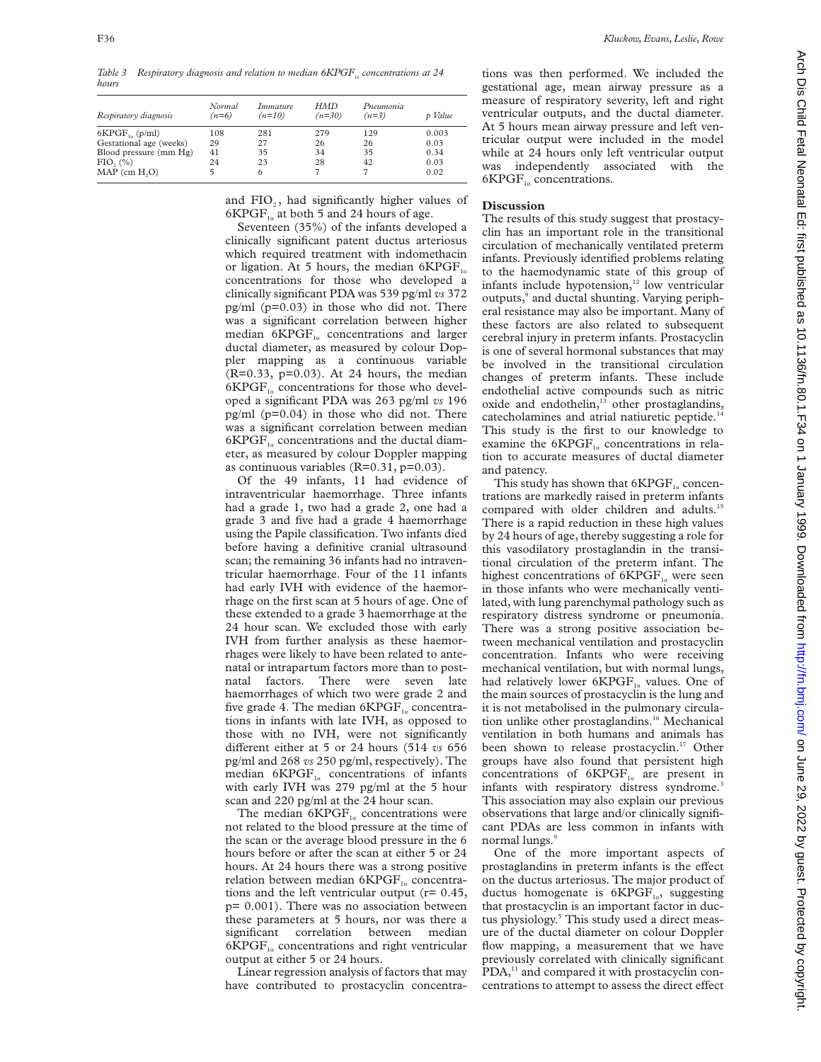*Table 3 Respiratory diagnosis and relation to median $6KPGF_{1\alpha}$ concentrations at 24 hours*

| Respiratory diagnosis | Normal (n=6) | Immature (n=10) | HMD (n=30) | Pneumonia (n=3) | p Value |
|---|---|---|---|---|---|
| $6KPGF_{1\alpha}$ (p/ml) | 108 | 281 | 279 | 129 | 0.003 |
| Gestational age (weeks) | 29 | 27 | 26 | 26 | 0.03 |
| Blood pressure (mm Hg) | 41 | 35 | 34 | 35 | 0.34 |
| $FIO_2$ (%) | 24 | 23 | 28 | 42 | 0.03 |
| MAP (cm $H_2O$) | 5 | 6 | 7 | 7 | 0.02 |

and $FIO_2$, had significantly higher values of $6KPGF_{1\alpha}$ at both 5 and 24 hours of age.

Seventeen (35%) of the infants developed a clinically significant patent ductus arteriosus which required treatment with indomethacin or ligation. At 5 hours, the median $6KPGF_{1\alpha}$ concentrations for those who developed a clinically significant PDA was 539 pg/ml *vs* 372 pg/ml (p=0.03) in those who did not. There was a significant correlation between higher median $6KPGF_{1\alpha}$ concentrations and larger ductal diameter, as measured by colour Doppler mapping as a continuous variable (R=0.33, p=0.03). At 24 hours, the median $6KPGF_{1\alpha}$ concentrations for those who developed a significant PDA was 263 pg/ml *vs* 196 pg/ml (p=0.04) in those who did not. There was a significant correlation between median $6KPGF_{1\alpha}$ concentrations and the ductal diameter, as measured by colour Doppler mapping as continuous variables (R=0.31, p=0.03).

Of the 49 infants, 11 had evidence of intraventricular haemorrhage. Three infants had a grade 1, two had a grade 2, one had a grade 3 and five had a grade 4 haemorrhage using the Papile classification. Two infants died before having a definitive cranial ultrasound scan; the remaining 36 infants had no intraventricular haemorrhage. Four of the 11 infants had early IVH with evidence of the haemorrhage on the first scan at 5 hours of age. One of these extended to a grade 3 haemorrhage at the 24 hour scan. We excluded those with early IVH from further analysis as these haemorrhages were likely to have been related to antenatal or intrapartum factors more than to postnatal factors. There were seven late haemorrhages of which two were grade 2 and five grade 4. The median $6KPGF_{1\alpha}$ concentrations in infants with late IVH, as opposed to those with no IVH, were not significantly different either at 5 or 24 hours (514 *vs* 656 pg/ml and 268 *vs* 250 pg/ml, respectively). The median $6KPGF_{1\alpha}$ concentrations of infants with early IVH was 279 pg/ml at the 5 hour scan and 220 pg/ml at the 24 hour scan.

The median $6KPGF_{1\alpha}$ concentrations were not related to the blood pressure at the time of the scan or the average blood pressure in the 6 hours before or after the scan at either 5 or 24 hours. At 24 hours there was a strong positive relation between median $6KPGF_{1\alpha}$ concentrations and the left ventricular output (r= 0.45, p= 0.001). There was no association between these parameters at 5 hours, nor was there a significant correlation between median $6KPGF_{1\alpha}$ concentrations and right ventricular output at either 5 or 24 hours.

Linear regression analysis of factors that may have contributed to prostacyclin concentrations was then performed. We included the gestational age, mean airway pressure as a measure of respiratory severity, left and right ventricular outputs, and the ductal diameter. At 5 hours mean airway pressure and left ventricular output were included in the model while at 24 hours only left ventricular output was independently associated with the $6KPGF_{1\alpha}$ concentrations.

## Discussion

The results of this study suggest that prostacyclin has an important role in the transitional circulation of mechanically ventilated preterm infants. Previously identified problems relating to the haemodynamic state of this group of infants include hypotension,[12] low ventricular outputs,[9] and ductal shunting. Varying peripheral resistance may also be important. Many of these factors are also related to subsequent cerebral injury in preterm infants. Prostacyclin is one of several hormonal substances that may be involved in the transitional circulation changes of preterm infants. These include endothelial active compounds such as nitric oxide and endothelin,[13] other prostaglandins, catecholamines and atrial natiuretic peptide.[14] This study is the first to our knowledge to examine the $6KPGF_{1\alpha}$ concentrations in relation to accurate measures of ductal diameter and patency.

This study has shown that $6KPGF_{1\alpha}$ concentrations are markedly raised in preterm infants compared with older children and adults.[15] There is a rapid reduction in these high values by 24 hours of age, thereby suggesting a role for this vasodilatory prostaglandin in the transitional circulation of the preterm infant. The highest concentrations of $6KPGF_{1\alpha}$ were seen in those infants who were mechanically ventilated, with lung parenchymal pathology such as respiratory distress syndrome or pneumonia. There was a strong positive association between mechanical ventilation and prostacyclin concentration. Infants who were receiving mechanical ventilation, but with normal lungs, had relatively lower $6KPGF_{1\alpha}$ values. One of the main sources of prostacyclin is the lung and it is not metabolised in the pulmonary circulation unlike other prostaglandins.[16] Mechanical ventilation in both humans and animals has been shown to release prostacyclin.[17] Other groups have also found that persistent high concentrations of $6KPGF_{1\alpha}$ are present in infants with respiratory distress syndrome.[3] This association may also explain our previous observations that large and/or clinically significant PDAs are less common in infants with normal lungs.[9]

One of the more important aspects of prostaglandins in preterm infants is the effect on the ductus arteriosus. The major product of ductus homogenate is $6KPGF_{1\alpha}$, suggesting that prostacyclin is an important factor in ductus physiology.[5] This study used a direct measure of the ductal diameter on colour Doppler flow mapping, a measurement that we have previously correlated with clinically significant PDA,[11] and compared it with prostacyclin concentrations to attempt to assess the direct effect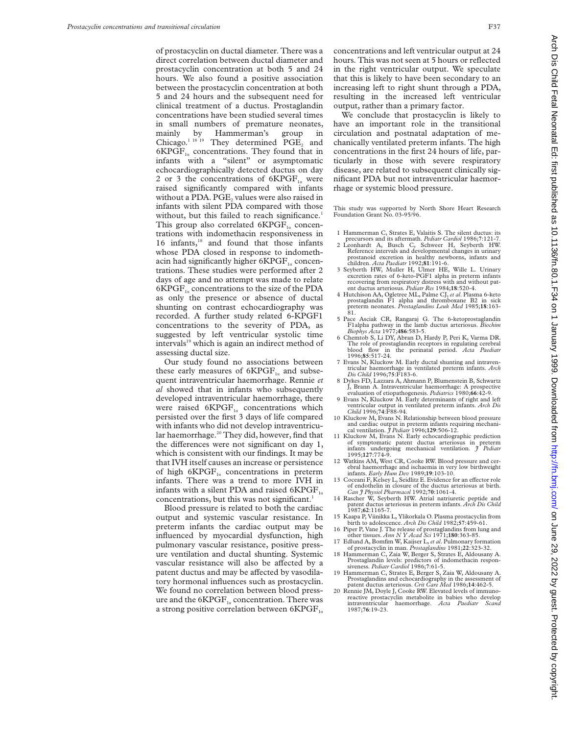of prostacyclin on ductal diameter. There was a direct correlation between ductal diameter and prostacyclin concentration at both 5 and 24 hours. We also found a positive association between the prostacyclin concentration at both 5 and 24 hours and the subsequent need for clinical treatment of a ductus. Prostaglandin concentrations have been studied several times in small numbers of premature neonates, mainly by Hammerman's group in Chicago.[1 18 19] They determined $PGE_2$ and $6KPGF_{1\alpha}$ concentrations. They found that in infants with a "silent" or asymptomatic echocardiographically detected ductus on day 2 or 3 the concentrations of $6KPGF_{1\alpha}$ were raised significantly compared with infants without a PDA. $PGE_2$ values were also raised in infants with silent PDA compared with those without, but this failed to reach significance.[1] This group also correlated $6KPGF_{1\alpha}$ concentrations with indomethacin responsiveness in 16 infants,[18] and found that those infants whose PDA closed in response to indomethacin had significantly higher $6KPGF_{1\alpha}$ concentrations. These studies were performed after 2 days of age and no attempt was made to relate $6KPGF_{1\alpha}$ concentrations to the size of the PDA as only the presence or absence of ductal shunting on contrast echocardiography was recorded. A further study related 6-KPGF1 concentrations to the severity of PDA, as suggested by left ventricular systolic time intervals[19] which is again an indirect method of assessing ductal size.

Our study found no associations between these early measures of $6KPGF_{1\alpha}$ and subsequent intraventricular haemorrhage. Rennie *et al* showed that in infants who subsequently developed intraventricular haemorrhage, there were raised $6KPGF_{1\alpha}$ concentrations which persisted over the first 3 days of life compared with infants who did not develop intraventricular haemorrhage.[20] They did, however, find that the differences were not significant on day 1, which is consistent with our findings. It may be that IVH itself causes an increase or persistence of high $6KPGF_{1\alpha}$ concentrations in preterm infants. There was a trend to more IVH in infants with a silent PDA and raised $6KPGF_{1\alpha}$ concentrations, but this was not significant.[1]

Blood pressure is related to both the cardiac output and systemic vascular resistance. In preterm infants the cardiac output may be influenced by myocardial dysfunction, high pulmonary vascular resistance, positive pressure ventilation and ductal shunting. Systemic vascular resistance will also be affected by a patent ductus and may be affected by vasodilatory hormonal influences such as prostacyclin. We found no correlation between blood pressure and the $6KPGF_{1\alpha}$ concentration. There was a strong positive correlation between $6KPGF_{1\alpha}$ concentrations and left ventricular output at 24 hours. This was not seen at 5 hours or reflected in the right ventricular output. We speculate that this is likely to have been secondary to an increasing left to right shunt through a PDA, resulting in the increased left ventricular output, rather than a primary factor.

We conclude that prostacyclin is likely to have an important role in the transitional circulation and postnatal adaptation of mechanically ventilated preterm infants. The high concentrations in the first 24 hours of life, particularly in those with severe respiratory disease, are related to subsequent clinically significant PDA but not intraventricular haemorrhage or systemic blood pressure.

This study was supported by North Shore Heart Research Foundation Grant No. 03-95/96.

1. Hammerman C, Strates E, Valaitis S. The silent ductus: its precursors and its aftermath. *Pediatr Cardiol* 1986;**7**:121-7.
2. Leonhardt A, Busch C, Schweer H, Seyberth HW. Reference intervals and developmental changes in urinary prostanoid excretion in healthy newborns, infants and children. *Acta Paediatr* 1992;**81**:191-6.
3. Seyberth HW, Muller H, Ulmer HE, Wille L. Urinary excretion rates of 6-keto-PGF1 alpha in preterm infants recovering from respiratory distress with and without patent ductus arteriosus. *Pediatr Res* 1984;**18**:520-4.
4. Hutchison AA, Ogletree ML, Palme CJ, *et al*. Plasma 6-keto prostaglandin F1 alpha and thromboxane B2 in sick preterm neonates. *Prostaglandins Leuk Med* 1985;**18**:163-81.
5. Pace Asciak CR, Rangaraj G. The 6-ketoprostaglandin F1alpha pathway in the lamb ductus arteriosus. *Biochim Biophys Acta* 1977;**486**:583-5.
6. Chemtob S, Li DY, Abran D, Hardy P, Peri K, Varma DR. The role of prostaglandin receptors in regulating cerebral blood flow in the perinatal period. *Acta Paediatr* 1996;**85**:517-24.
7. Evans N, Kluckow M. Early ductal shunting and intraventricular haemorrhage in ventilated preterm infants. *Arch Dis Child* 1996;**75**:F183-6.
8. Dykes FD, Lazzara A, Ahmann P, Blumenstein B, Schwartz J, Brann A. Intraventricular haemorrhage: A prospective evaluation of etiopathogenesis. *Pediatrics* 1980;**66**:42-9.
9. Evans N, Kluckow M. Early determinants of right and left ventricular output in ventilated preterm infants. *Arch Dis Child* 1996;**74**:F88-94.
10. Kluckow M, Evans N. Relationship between blood pressure and cardiac output in preterm infants requiring mechanical ventilation. *J Pediatr* 1996;**129**:506-12.
11. Kluckow M, Evans N. Early echocardiographic prediction of symptomatic patent ductus arteriosus in preterm infants undergoing mechanical ventilation. *J Pediatr* 1995;**127**:774-9.
12. Watkins AM, West CR, Cooke RW. Blood pressure and cerebral haemorrhage and ischaemia in very low birthweight infants. *Early Hum Dev* 1989;**19**:103-10.
13. Coceani F, Kelsey L, Seidlitz E. Evidence for an effector role of endothelin in closure of the ductus arteriosus at birth. *Can J Physiol Pharmacol* 1992;**70**:1061-4.
14. Rascher W, Seyberth HW. Atrial natriuretic peptide and patent ductus arteriosus in preterm infants. *Arch Dis Child* 1987;**62**:1165-7.
15. Kaapa P, Viinikka L, Ylikorkala O. Plasma prostacyclin from birth to adolescence. *Arch Dis Child* 1982;**57**:459-61.
16. Piper P, Vane J. The release of prostaglandins from lung and other tissues. *Ann N Y Acad Sci* 1971;**180**:363-85.
17. Edlund A, Bomfim W, Kaijser L, *et al*. Pulmonary formation of prostacyclin in man. *Prostaglandins* 1981;**22**:323-32.
18. Hammerman C, Zaia W, Berger S, Strates E, Aldousany A. Prostaglandin levels: predictors of indomethacin responsiveness. *Pediatr Cardiol* 1986;**7**:61-5.
19. Hammerman C, Strates E, Berger S, Zaia W, Aldousany A. Prostaglandins and echocardiography in the assessment of patent ductus arteriosus. *Crit Care Med* 1986;**14**:462-5.
20. Rennie JM, Doyle J, Cooke RW. Elevated levels of immunoreactive prostacyclin metabolite in babies who develop intraventricular haemorrhage. *Acta Paediatr Scand* 1987;**76**:19-23.